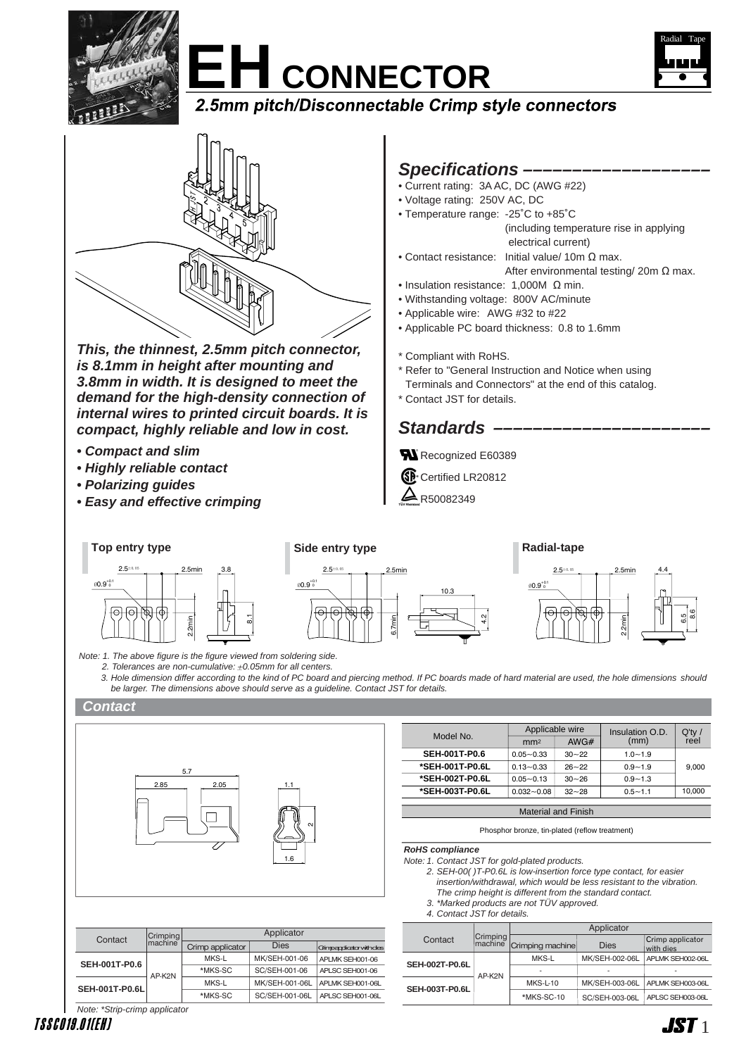# EH CONNECTOR

## *2.5mm pitch/Disconnectable Crimp style connectors*

***This, the thinnest, 2.5mm pitch connector, is 8.1mm in height after mounting and 3.8mm in width. It is designed to meet the demand for the high-density connection of internal wires to printed circuit boards. It is compact, highly reliable and low in cost.***

- ***Compact and slim***
- ***Highly reliable contact***
- ***Polarizing guides***
- ***Easy and effective crimping***

## *Specifications*

- Current rating: 3A AC, DC (AWG #22)
- Voltage rating: 250V AC, DC
- Temperature range: -25˚C to +85˚C (including temperature rise in applying electrical current)
- Contact resistance: Initial value/ 10m Ω max. After environmental testing/ 20m Ω max.
- Insulation resistance: 1,000M Ω min.
- Withstanding voltage: 800V AC/minute
- Applicable wire: AWG #32 to #22
- Applicable PC board thickness: 0.8 to 1.6mm

\* Compliant with RoHS.
\* Refer to "General Instruction and Notice when using Terminals and Connectors" at the end of this catalog.
\* Contact JST for details.

## *Standards*

Recognized E60389
Certified LR20812
R50082349

**Top entry type** **Side entry type** **Radial-tape**

*Note: 1. The above figure is the figure viewed from soldering side.*
*2. Tolerances are non-cumulative: ±0.05mm for all centers.*
*3. Hole dimension differ according to the kind of PC board and piercing method. If PC boards made of hard material are used, the hole dimensions should be larger. The dimensions above should serve as a guideline. Contact JST for details.*

## *Contact*

| Model No. | Applicable wire | | Insulation O.D. (mm) | Q'ty / reel |
|---|---|---|---|---|
| | mm² | AWG# | | |
| SEH-001T-P0.6 | 0.05~0.33 | 30~22 | 1.0~1.9 | 9,000 |
| *SEH-001T-P0.6L | 0.13~0.33 | 26~22 | 0.9~1.9 | |
| *SEH-002T-P0.6L | 0.05~0.13 | 30~26 | 0.9~1.3 | |
| *SEH-003T-P0.6L | 0.032~0.08 | 32~28 | 0.5~1.1 | 10,000 |

| Material and Finish |
|---|
| Phosphor bronze, tin-plated (reflow treatment) |

***RoHS compliance***

*Note: 1. Contact JST for gold-plated products.*
*2. SEH-00( )T-P0.6L is low-insertion force type contact, for easier insertion/withdrawal, which would be less resistant to the vibration. The crimp height is different from the standard contact.*
*3. \*Marked products are not TÜV approved.*
*4. Contact JST for details.*

| Contact | Crimping machine | Applicator | | |
|---|---|---|---|---|
| | | Crimp applicator | Dies | Crimp applicator with dies |
| SEH-001T-P0.6 | AP-K2N | MKS-L | MK/SEH-001-06 | APLMK SEH001-06 |
| | | *MKS-SC | SC/SEH-001-06 | APLSC SEH001-06 |
| SEH-001T-P0.6L | | MKS-L | MK/SEH-001-06L | APLMK SEH001-06L |
| | | *MKS-SC | SC/SEH-001-06L | APLSC SEH001-06L |

*Note: \*Strip-crimp applicator*

| Contact | Crimping machine | Applicator | | |
|---|---|---|---|---|
| | | Crimping machine | Dies | Crimp applicator with dies |
| SEH-002T-P0.6L | AP-K2N | MKS-L | MK/SEH-002-06L | APLMK SEH002-06L |
| | | - | - | - |
| SEH-003T-P0.6L | | MKS-L-10 | MK/SEH-003-06L | APLMK SEH003-06L |
| | | *MKS-SC-10 | SC/SEH-003-06L | APLSC SEH003-06L |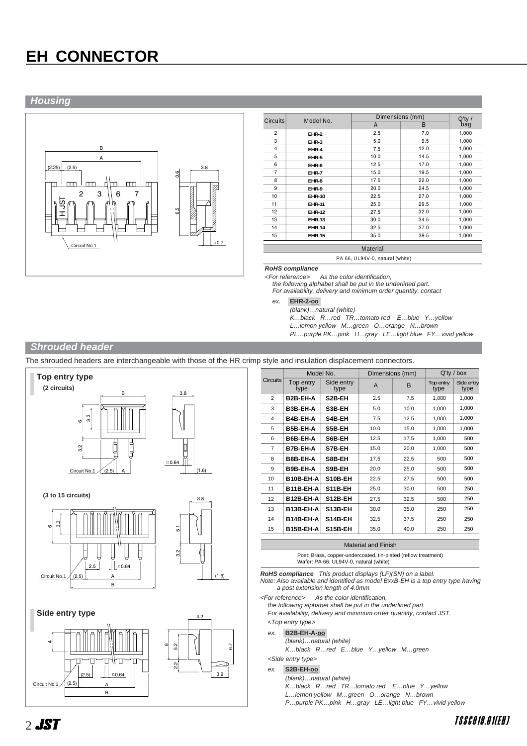# EH CONNECTOR

## Housing

| Circuits | Model No. | Dimensions (mm) | | Q'ty / bag |
|---|---|---|---|---|
| | | A | B | |
| 2 | EHR-2 | 2.5 | 7.0 | 1,000 |
| 3 | EHR-3 | 5.0 | 9.5 | 1,000 |
| 4 | EHR-4 | 7.5 | 12.0 | 1,000 |
| 5 | EHR-5 | 10.0 | 14.5 | 1,000 |
| 6 | EHR-6 | 12.5 | 17.0 | 1,000 |
| 7 | EHR-7 | 15.0 | 19.5 | 1,000 |
| 8 | EHR-8 | 17.5 | 22.0 | 1,000 |
| 9 | EHR-9 | 20.0 | 24.5 | 1,000 |
| 10 | EHR-10 | 22.5 | 27.0 | 1,000 |
| 11 | EHR-11 | 25.0 | 29.5 | 1,000 |
| 12 | EHR-12 | 27.5 | 32.0 | 1,000 |
| 13 | EHR-13 | 30.0 | 34.5 | 1,000 |
| 14 | EHR-14 | 32.5 | 37.0 | 1,000 |
| 15 | EHR-15 | 35.0 | 39.5 | 1,000 |

| Material |
|---|
| PA 66, UL94V-0, natural (white) |

***RoHS compliance***

*<For reference> As the color identification, the following alphabet shall be put in the underlined part. For availability, delivery and minimum order quantity, contact*

*ex.* **EHR-2-oo**

*(blank)…natural (white)*
*K…black R…red TR…tomato red E…blue Y…yellow*
*L…lemon yellow M…green O…orange N…brown*
*PL…purple PK…pink H…gray LE…light blue FY…vivid yellow*

## Shrouded header

The shrouded headers are interchangeable with those of the HR crimp style and insulation displacement connectors.

### Top entry type

**(2 circuits)**

**(3 to 15 circuits)**

### Side entry type

| Circuits | Model No. | | Dimensions (mm) | | Q'ty / box | |
|---|---|---|---|---|---|---|
| | Top entry type | Side entry type | A | B | Top entry type | Side entry type |
| 2 | B2B-EH-A | S2B-EH | 2.5 | 7.5 | 1,000 | 1,000 |
| 3 | B3B-EH-A | S3B-EH | 5.0 | 10.0 | 1,000 | 1,000 |
| 4 | B4B-EH-A | S4B-EH | 7.5 | 12.5 | 1,000 | 1,000 |
| 5 | B5B-EH-A | S5B-EH | 10.0 | 15.0 | 1,000 | 1,000 |
| 6 | B6B-EH-A | S6B-EH | 12.5 | 17.5 | 1,000 | 500 |
| 7 | B7B-EH-A | S7B-EH | 15.0 | 20.0 | 1,000 | 500 |
| 8 | B8B-EH-A | S8B-EH | 17.5 | 22.5 | 500 | 500 |
| 9 | B9B-EH-A | S9B-EH | 20.0 | 25.0 | 500 | 500 |
| 10 | B10B-EH-A | S10B-EH | 22.5 | 27.5 | 500 | 500 |
| 11 | B11B-EH-A | S11B-EH | 25.0 | 30.0 | 500 | 250 |
| 12 | B12B-EH-A | S12B-EH | 27.5 | 32.5 | 500 | 250 |
| 13 | B13B-EH-A | S13B-EH | 30.0 | 35.0 | 250 | 250 |
| 14 | B14B-EH-A | S14B-EH | 32.5 | 37.5 | 250 | 250 |
| 15 | B15B-EH-A | S15B-EH | 35.0 | 40.0 | 250 | 250 |

| Material and Finish |
|---|
| Post: Brass, copper-undercoated, tin-plated (reflow treatment) Wafer: PA 66, UL94V-0, natural (white) |

***RoHS compliance*** *This product displays (LF)(SN) on a label.*
*Note: Also available and identified as model BxxB-EH is a top entry type having a post extension length of 4.0mm*

*<For reference> As the color identification, the following alphabet shall be put in the underlined part. For availability, delivery and minimum order quantity, contact JST.*

*<Top entry type>*

*ex.* **B2B-EH-A-oo**

*(blank)…natural (white)*
*K…black R…red E…blue Y…yellow M…green*

*<Side entry type>*

*ex.* **S2B-EH-oo**

*(blank)…natural (white)*
*K…black R…red TR…tomato red E…blue Y…yellow*
*L…lemon yellow M…green O…orange N…brown*
*P…purple PK…pink H…gray LE…light blue FY…vivid yellow*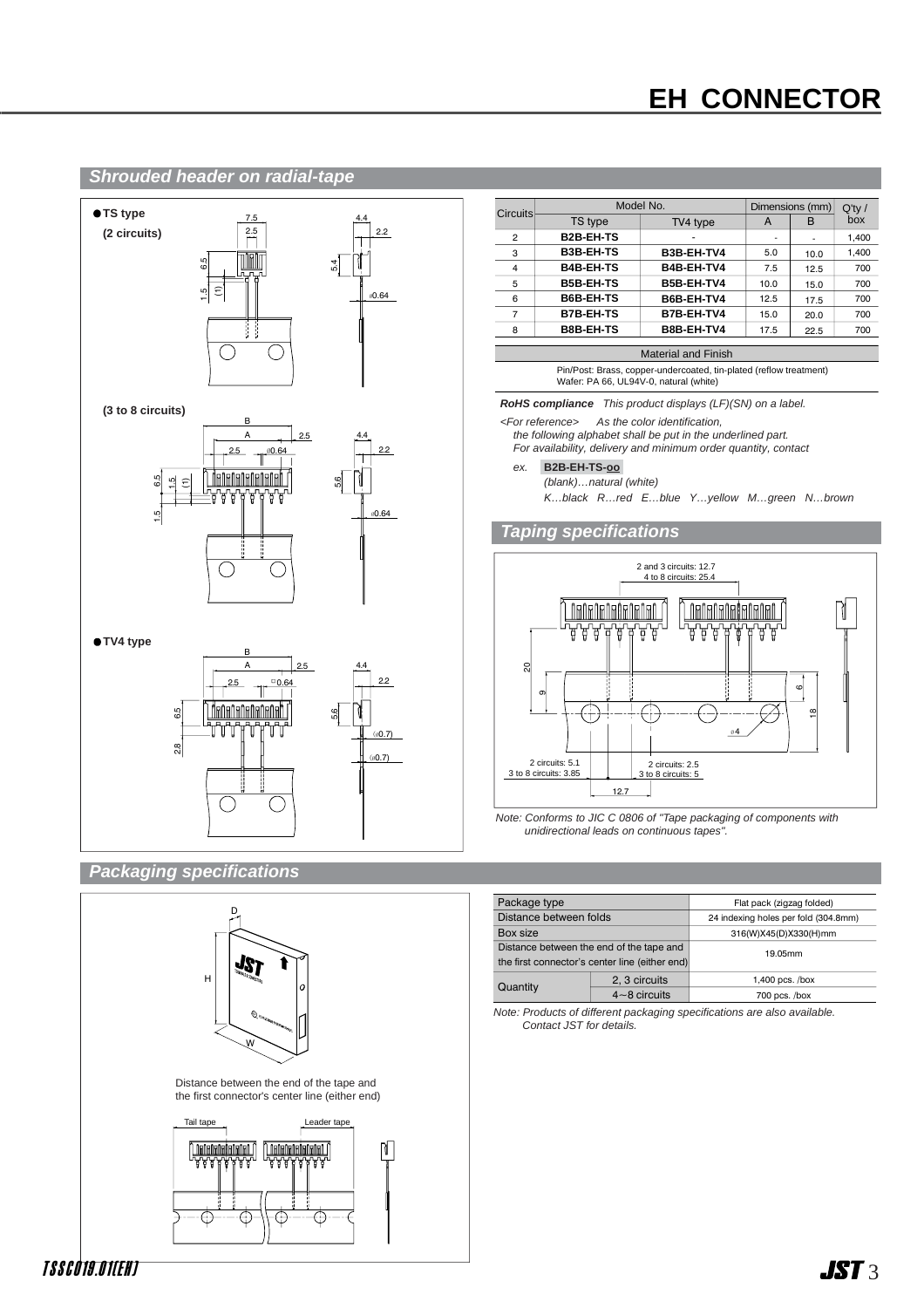# EH CONNECTOR

## Shrouded header on radial-tape

● TS type

(2 circuits)

(3 to 8 circuits)

● TV4 type

| Circuits | Model No. | | Dimensions (mm) | | Q'ty / box |
|---|---|---|---|---|---|
| | TS type | TV4 type | A | B | |
| 2 | B2B-EH-TS | - | - | - | 1,400 |
| 3 | B3B-EH-TS | B3B-EH-TV4 | 5.0 | 10.0 | 1,400 |
| 4 | B4B-EH-TS | B4B-EH-TV4 | 7.5 | 12.5 | 700 |
| 5 | B5B-EH-TS | B5B-EH-TV4 | 10.0 | 15.0 | 700 |
| 6 | B6B-EH-TS | B6B-EH-TV4 | 12.5 | 17.5 | 700 |
| 7 | B7B-EH-TS | B7B-EH-TV4 | 15.0 | 20.0 | 700 |
| 8 | B8B-EH-TS | B8B-EH-TV4 | 17.5 | 22.5 | 700 |

| Material and Finish |
|---|
| Pin/Post: Brass, copper-undercoated, tin-plated (reflow treatment)<br>Wafer: PA 66, UL94V-0, natural (white) |

***RoHS compliance*** *This product displays (LF)(SN) on a label.*

*<For reference> As the color identification, the following alphabet shall be put in the underlined part. For availability, delivery and minimum order quantity, contact*

*ex.* **B2B-EH-TS-oo**

*(blank)…natural (white)*

*K…black R…red E…blue Y…yellow M…green N…brown*

## Taping specifications

2 and 3 circuits: 12.7
4 to 8 circuits: 25.4

2 circuits: 5.1
3 to 8 circuits: 3.85

2 circuits: 2.5
3 to 8 circuits: 5

*Note: Conforms to JIC C 0806 of "Tape packaging of components with unidirectional leads on continuous tapes".*

## Packaging specifications

Distance between the end of the tape and the first connector's center line (either end)

Tail tape    Leader tape

| Package type | | Flat pack (zigzag folded) |
|---|---|---|
| Distance between folds | | 24 indexing holes per fold (304.8mm) |
| Box size | | 316(W)X45(D)X330(H)mm |
| Distance between the end of the tape and the first connector's center line (either end) | | 19.05mm |
| Quantity | 2, 3 circuits | 1,400 pcs. /box |
| | 4~8 circuits | 700 pcs. /box |

*Note: Products of different packaging specifications are also available. Contact JST for details.*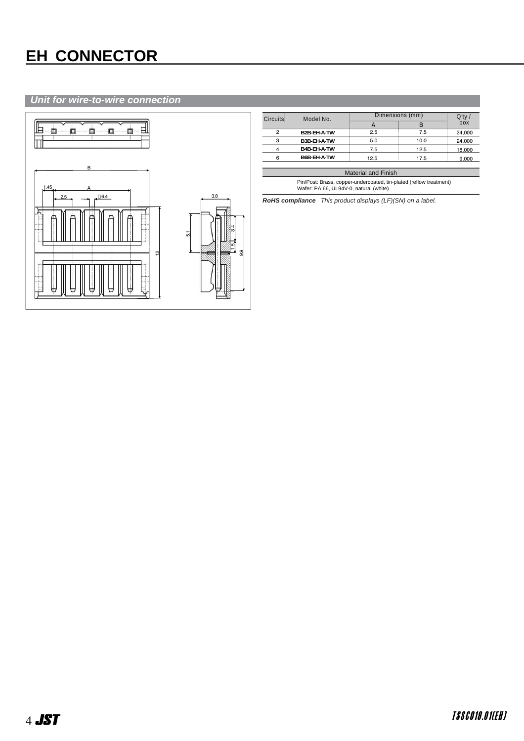# EH CONNECTOR

## *Unit for wire-to-wire connection*

B

1.45

A

2.5

□6.4

3.8

5.1

3.4

1.5

12

9.9

| Circuits | Model No. | Dimensions (mm) | | Q'ty / box |
|---|---|---|---|---|
| | | A | B | |
| 2 | B2B-EH-A-TW | 2.5 | 7.5 | 24,000 |
| 3 | B3B-EH-A-TW | 5.0 | 10.0 | 24,000 |
| 4 | B4B-EH-A-TW | 7.5 | 12.5 | 18,000 |
| 6 | B6B-EH-A-TW | 12.5 | 17.5 | 9,000 |

| Material and Finish |
|---|
| Pin/Post: Brass, copper-undercoated, tin-plated (reflow treatment)<br>Wafer: PA 66, UL94V-0, natural (white) |

***RoHS compliance*** *This product displays (LF)(SN) on a label.*